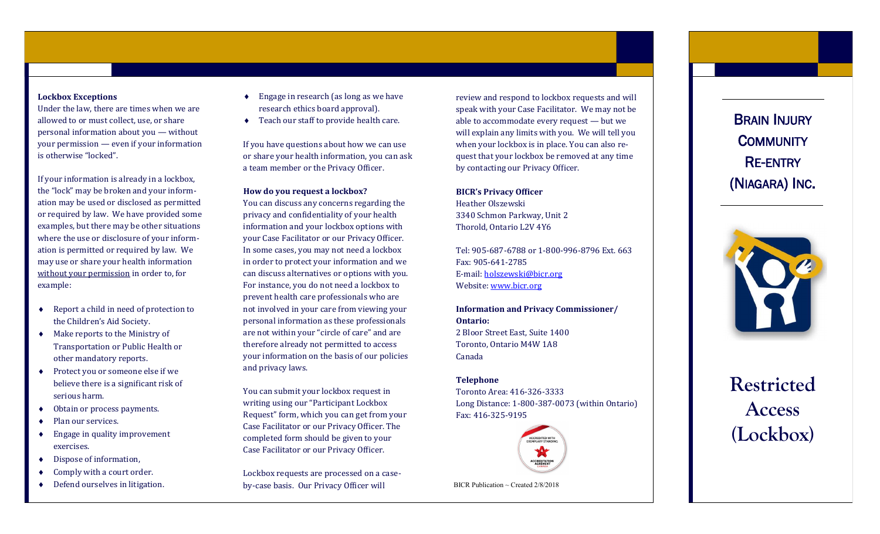## Lockbox Exceptions

Under the law, there are times when we are allowed to or must collect, use, or share personal information about you — without your permission — even if your information is otherwise "locked".

If your information is already in a lockbox, the "lock" may be broken and your information may be used or disclosed as permitted or required by law. We have provided some examples, but there may be other situations where the use or disclosure of your information is permitted or required by law. We may use or share your health information without your permission in order to, for example:

- Report a child in need of protection to the Children's Aid Society.
- Make reports to the Ministry of Transportation or Public Health or other mandatory reports.
- Protect you or someone else if we believe there is a significant risk of serious harm.
- Obtain or process payments.
- Plan our services.
- Engage in quality improvement exercises.
- Dispose of information,
- Comply with a court order.
- Defend ourselves in litigation.
- Engage in research (as long as we have research ethics board approval).
- Teach our staff to provide health care.

If you have questions about how we can use or share your health information, you can ask a team member or the Privacy Officer.

## How do you request a lockbox?

You can discuss any concerns regarding the privacy and confidentiality of your health information and your lockbox options with your Case Facilitator or our Privacy Officer. In some cases, you may not need a lockbox in order to protect your information and we can discuss alternatives or options with you. For instance, you do not need a lockbox to prevent health care professionals who are not involved in your care from viewing your personal information as these professionals are not within your "circle of care" and are therefore already not permitted to access your information on the basis of our policies and privacy laws.

You can submit your lockbox request in writing using our "Participant Lockbox Request" form, which you can get from your Case Facilitator or our Privacy Officer. The completed form should be given to your Case Facilitator or our Privacy Officer.

Lockbox requests are processed on a case-by-case basis. Our Privacy Officer will review and respond to lockbox requests and will speak with your Case Facilitator. We may not be able to accommodate every request — but we will explain any limits with you. We will tell you when your lockbox is in place. You can also request that your lockbox be removed at any time by contacting our Privacy Officer.

**BICR's Privacy Officer**
Heather Olszewski
3340 Schmon Parkway, Unit 2
Thorold, Ontario L2V 4Y6

Tel: 905-687-6788 or 1-800-996-8796 Ext. 663
Fax: 905-641-2785
E-mail: holszewski@bicr.org
Website: www.bicr.org

**Information and Privacy Commissioner/ Ontario:**
2 Bloor Street East, Suite 1400
Toronto, Ontario M4W 1A8
Canada

**Telephone**
Toronto Area: 416-326-3333
Long Distance: 1-800-387-0073 (within Ontario)
Fax: 416-325-9195

BICR Publication ~ Created 2/8/2018

# Brain Injury Community Re-Entry (Niagara) Inc.

# Restricted Access (Lockbox)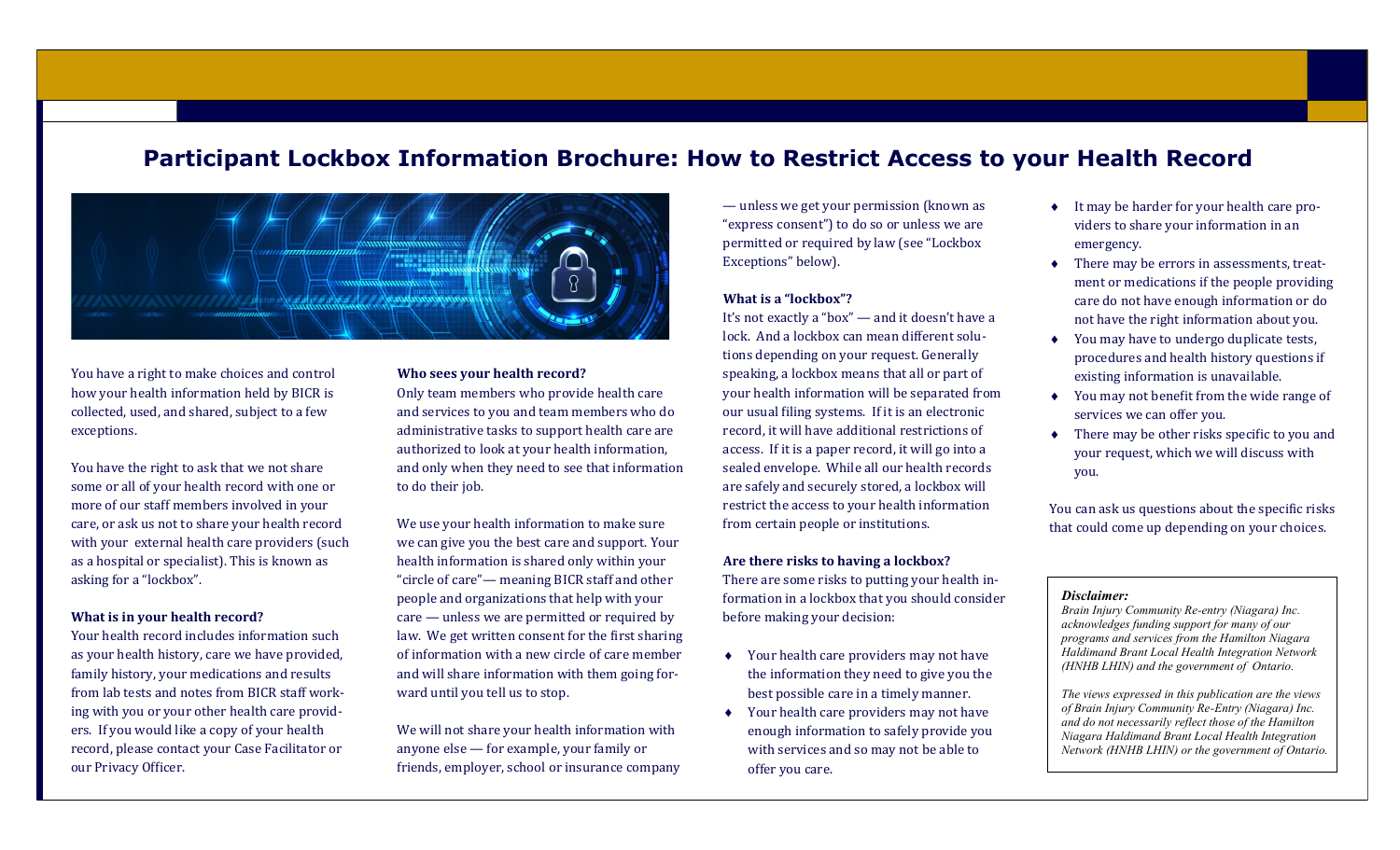# Participant Lockbox Information Brochure: How to Restrict Access to your Health Record

You have a right to make choices and control how your health information held by BICR is collected, used, and shared, subject to a few exceptions.

You have the right to ask that we not share some or all of your health record with one or more of our staff members involved in your care, or ask us not to share your health record with your external health care providers (such as a hospital or specialist). This is known as asking for a "lockbox".

**What is in your health record?**

Your health record includes information such as your health history, care we have provided, family history, your medications and results from lab tests and notes from BICR staff working with you or your other health care providers. If you would like a copy of your health record, please contact your Case Facilitator or our Privacy Officer.

**Who sees your health record?**

Only team members who provide health care and services to you and team members who do administrative tasks to support health care are authorized to look at your health information, and only when they need to see that information to do their job.

We use your health information to make sure we can give you the best care and support. Your health information is shared only within your "circle of care"— meaning BICR staff and other people and organizations that help with your care — unless we are permitted or required by law. We get written consent for the first sharing of information with a new circle of care member and will share information with them going forward until you tell us to stop.

We will not share your health information with anyone else — for example, your family or friends, employer, school or insurance company — unless we get your permission (known as "express consent") to do so or unless we are permitted or required by law (see "Lockbox Exceptions" below).

**What is a "lockbox"?**

It's not exactly a "box" — and it doesn't have a lock. And a lockbox can mean different solutions depending on your request. Generally speaking, a lockbox means that all or part of your health information will be separated from our usual filing systems. If it is an electronic record, it will have additional restrictions of access. If it is a paper record, it will go into a sealed envelope. While all our health records are safely and securely stored, a lockbox will restrict the access to your health information from certain people or institutions.

**Are there risks to having a lockbox?**

There are some risks to putting your health information in a lockbox that you should consider before making your decision:

- Your health care providers may not have the information they need to give you the best possible care in a timely manner.
- Your health care providers may not have enough information to safely provide you with services and so may not be able to offer you care.
- It may be harder for your health care providers to share your information in an emergency.
- There may be errors in assessments, treatment or medications if the people providing care do not have enough information or do not have the right information about you.
- You may have to undergo duplicate tests, procedures and health history questions if existing information is unavailable.
- You may not benefit from the wide range of services we can offer you.
- There may be other risks specific to you and your request, which we will discuss with you.

You can ask us questions about the specific risks that could come up depending on your choices.

***Disclaimer:***

*Brain Injury Community Re-entry (Niagara) Inc. acknowledges funding support for many of our programs and services from the Hamilton Niagara Haldimand Brant Local Health Integration Network (HNHB LHIN) and the government of Ontario.*

*The views expressed in this publication are the views of Brain Injury Community Re-Entry (Niagara) Inc. and do not necessarily reflect those of the Hamilton Niagara Haldimand Brant Local Health Integration Network (HNHB LHIN) or the government of Ontario.*